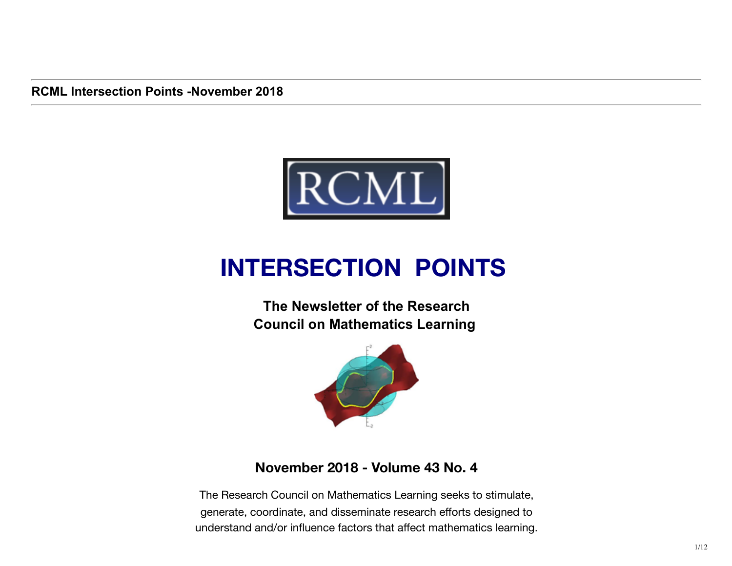# INTERSECTION POINTS

**The Newsletter of the Research Council on Mathematics Learning**

**November 2018 - Volume 43 No. 4**

The Research Council on Mathematics Learning seeks to stimulate, generate, coordinate, and disseminate research efforts designed to understand and/or influence factors that affect mathematics learning.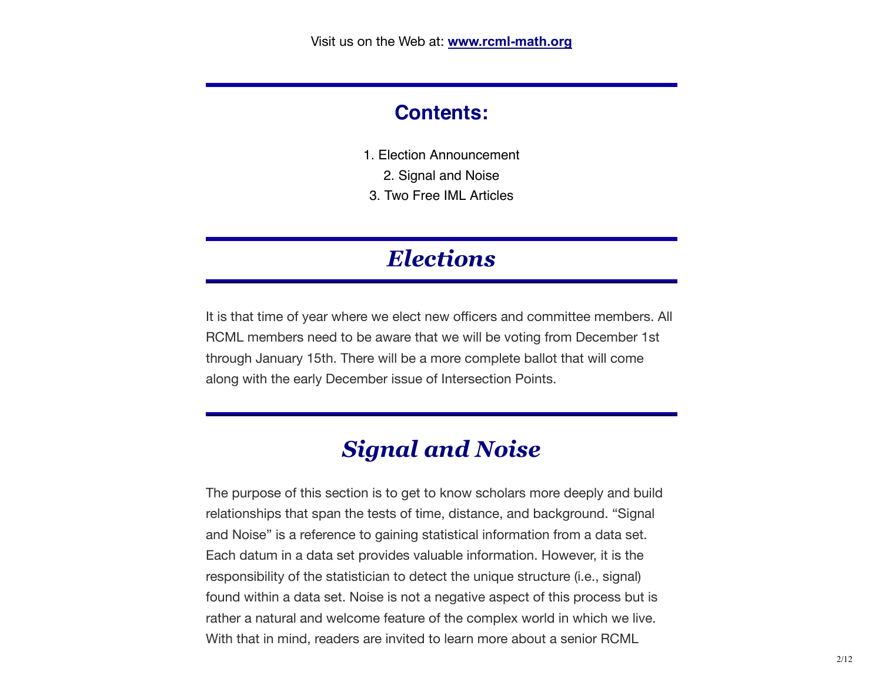Visit us on the Web at: **www.rcml-math.org**

## Contents:

1. Election Announcement
2. Signal and Noise
3. Two Free IML Articles

# *Elections*

It is that time of year where we elect new officers and committee members. All RCML members need to be aware that we will be voting from December 1st through January 15th. There will be a more complete ballot that will come along with the early December issue of Intersection Points.

# *Signal and Noise*

The purpose of this section is to get to know scholars more deeply and build relationships that span the tests of time, distance, and background. "Signal and Noise" is a reference to gaining statistical information from a data set. Each datum in a data set provides valuable information. However, it is the responsibility of the statistician to detect the unique structure (i.e., signal) found within a data set. Noise is not a negative aspect of this process but is rather a natural and welcome feature of the complex world in which we live. With that in mind, readers are invited to learn more about a senior RCML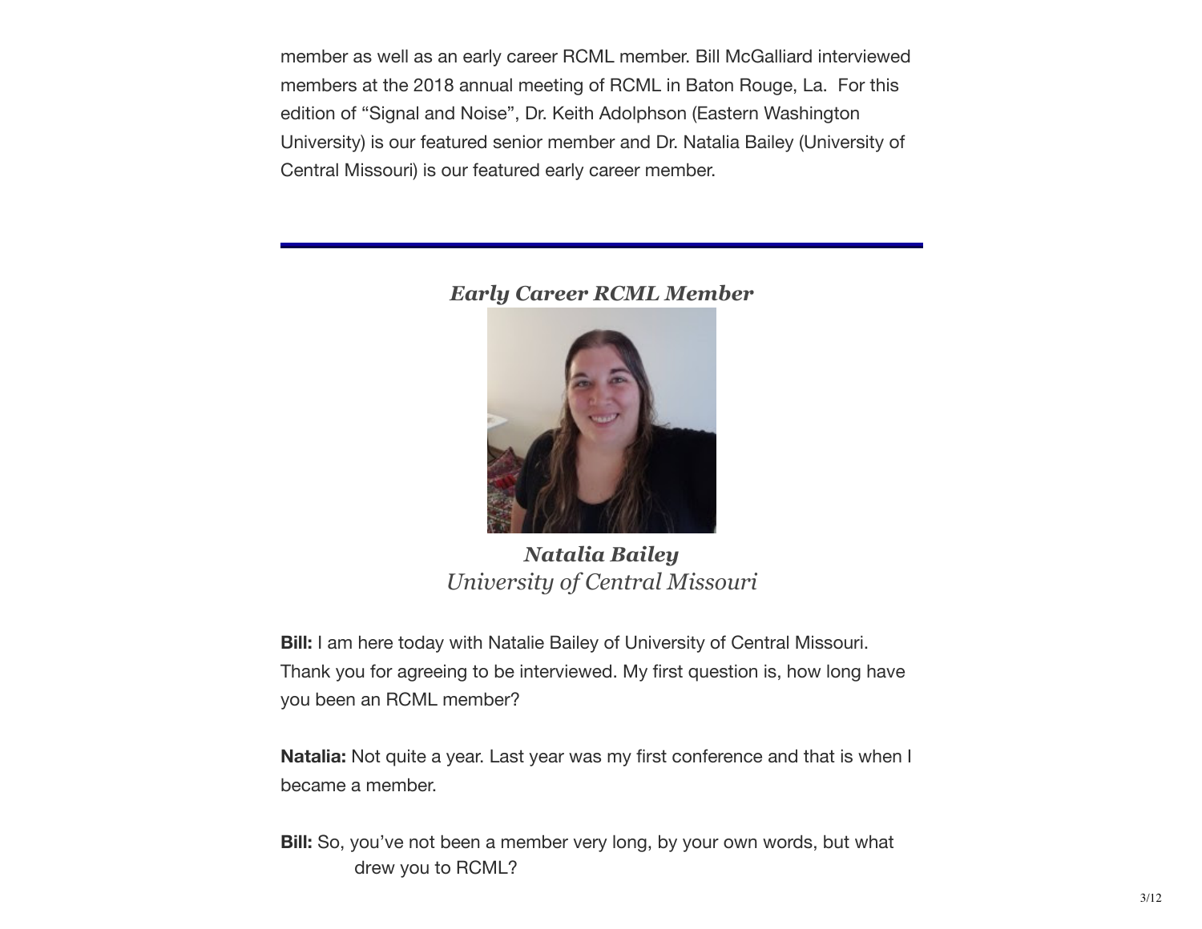member as well as an early career RCML member. Bill McGalliard interviewed members at the 2018 annual meeting of RCML in Baton Rouge, La. For this edition of “Signal and Noise”, Dr. Keith Adolphson (Eastern Washington University) is our featured senior member and Dr. Natalia Bailey (University of Central Missouri) is our featured early career member.

---

### *Early Career RCML Member*

***Natalia Bailey***
*University of Central Missouri*

**Bill:** I am here today with Natalie Bailey of University of Central Missouri. Thank you for agreeing to be interviewed. My first question is, how long have you been an RCML member?

**Natalia:** Not quite a year. Last year was my first conference and that is when I became a member.

**Bill:** So, you’ve not been a member very long, by your own words, but what drew you to RCML?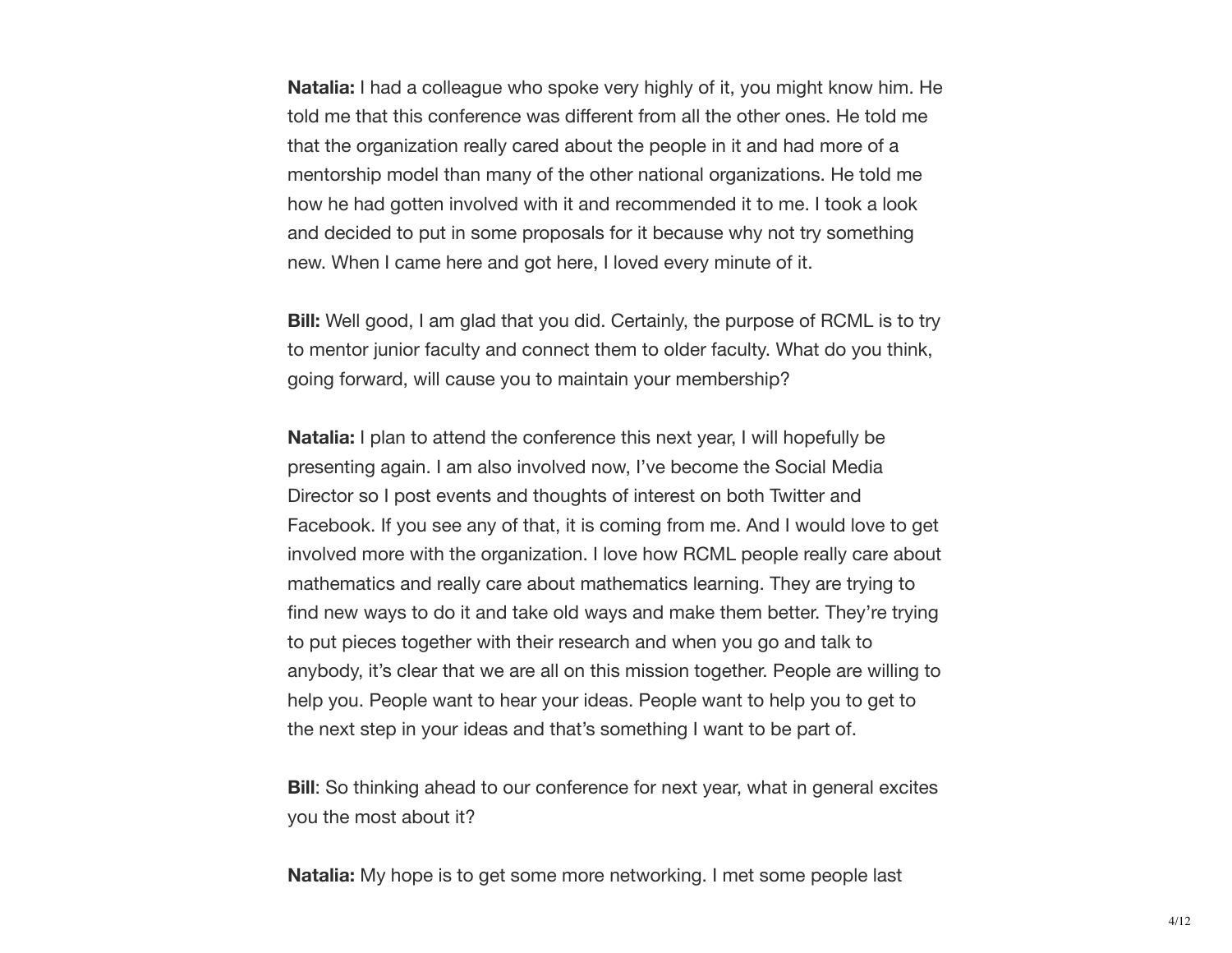**Natalia:** I had a colleague who spoke very highly of it, you might know him. He told me that this conference was different from all the other ones. He told me that the organization really cared about the people in it and had more of a mentorship model than many of the other national organizations. He told me how he had gotten involved with it and recommended it to me. I took a look and decided to put in some proposals for it because why not try something new. When I came here and got here, I loved every minute of it.

**Bill:** Well good, I am glad that you did. Certainly, the purpose of RCML is to try to mentor junior faculty and connect them to older faculty. What do you think, going forward, will cause you to maintain your membership?

**Natalia:** I plan to attend the conference this next year, I will hopefully be presenting again. I am also involved now, I've become the Social Media Director so I post events and thoughts of interest on both Twitter and Facebook. If you see any of that, it is coming from me. And I would love to get involved more with the organization. I love how RCML people really care about mathematics and really care about mathematics learning. They are trying to find new ways to do it and take old ways and make them better. They're trying to put pieces together with their research and when you go and talk to anybody, it's clear that we are all on this mission together. People are willing to help you. People want to hear your ideas. People want to help you to get to the next step in your ideas and that's something I want to be part of.

**Bill**: So thinking ahead to our conference for next year, what in general excites you the most about it?

**Natalia:** My hope is to get some more networking. I met some people last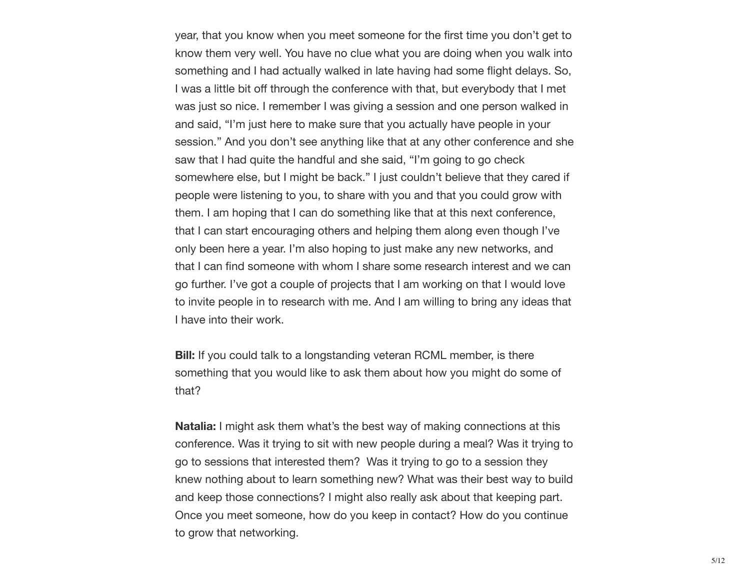year, that you know when you meet someone for the first time you don't get to know them very well. You have no clue what you are doing when you walk into something and I had actually walked in late having had some flight delays. So, I was a little bit off through the conference with that, but everybody that I met was just so nice. I remember I was giving a session and one person walked in and said, "I'm just here to make sure that you actually have people in your session." And you don't see anything like that at any other conference and she saw that I had quite the handful and she said, "I'm going to go check somewhere else, but I might be back." I just couldn't believe that they cared if people were listening to you, to share with you and that you could grow with them. I am hoping that I can do something like that at this next conference, that I can start encouraging others and helping them along even though I've only been here a year. I'm also hoping to just make any new networks, and that I can find someone with whom I share some research interest and we can go further. I've got a couple of projects that I am working on that I would love to invite people in to research with me. And I am willing to bring any ideas that I have into their work.

**Bill:** If you could talk to a longstanding veteran RCML member, is there something that you would like to ask them about how you might do some of that?

**Natalia:** I might ask them what's the best way of making connections at this conference. Was it trying to sit with new people during a meal? Was it trying to go to sessions that interested them? Was it trying to go to a session they knew nothing about to learn something new? What was their best way to build and keep those connections? I might also really ask about that keeping part. Once you meet someone, how do you keep in contact? How do you continue to grow that networking.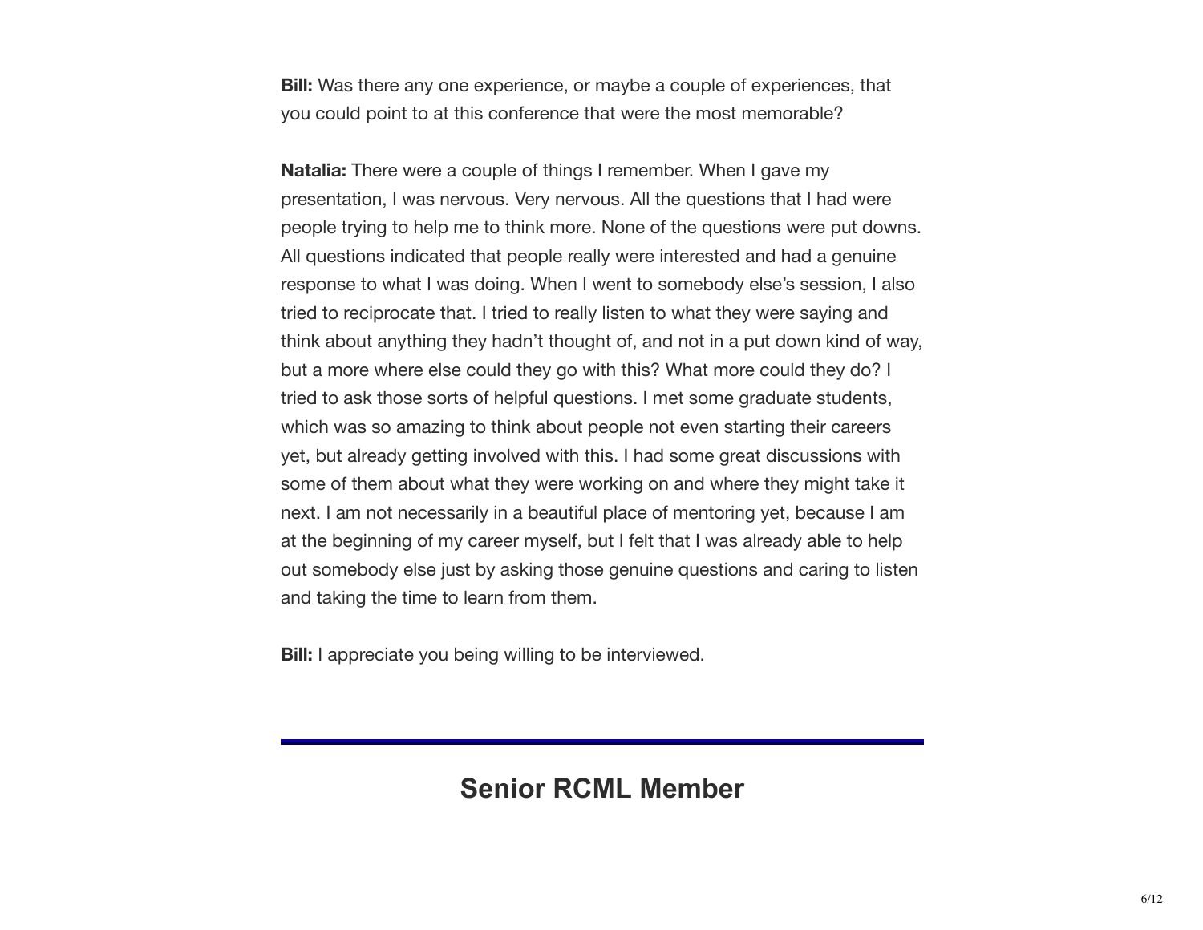**Bill:** Was there any one experience, or maybe a couple of experiences, that you could point to at this conference that were the most memorable?

**Natalia:** There were a couple of things I remember. When I gave my presentation, I was nervous. Very nervous. All the questions that I had were people trying to help me to think more. None of the questions were put downs. All questions indicated that people really were interested and had a genuine response to what I was doing. When I went to somebody else's session, I also tried to reciprocate that. I tried to really listen to what they were saying and think about anything they hadn't thought of, and not in a put down kind of way, but a more where else could they go with this? What more could they do? I tried to ask those sorts of helpful questions. I met some graduate students, which was so amazing to think about people not even starting their careers yet, but already getting involved with this. I had some great discussions with some of them about what they were working on and where they might take it next. I am not necessarily in a beautiful place of mentoring yet, because I am at the beginning of my career myself, but I felt that I was already able to help out somebody else just by asking those genuine questions and caring to listen and taking the time to learn from them.

**Bill:** I appreciate you being willing to be interviewed.

---

## Senior RCML Member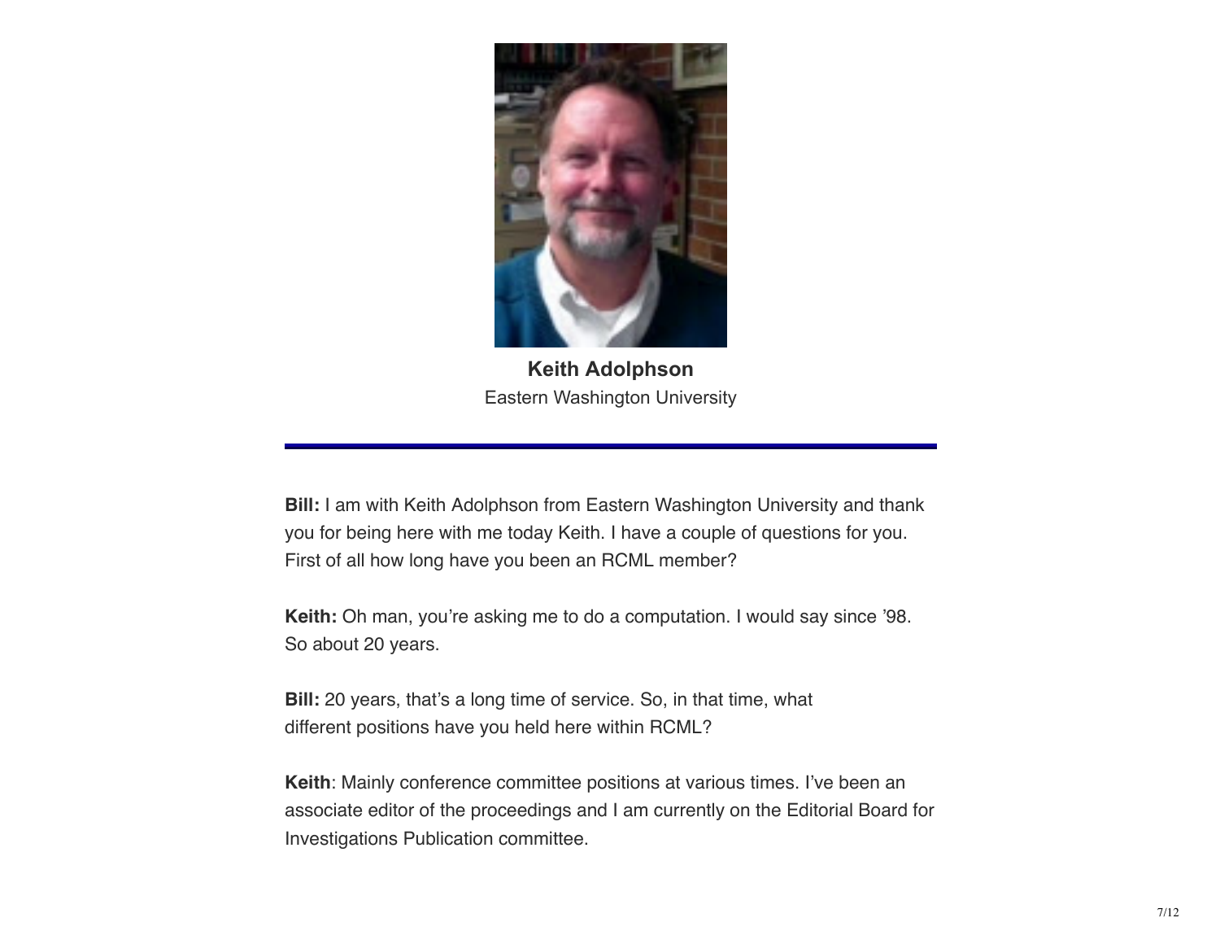**Keith Adolphson**
Eastern Washington University

---

**Bill:** I am with Keith Adolphson from Eastern Washington University and thank you for being here with me today Keith. I have a couple of questions for you. First of all how long have you been an RCML member?

**Keith:** Oh man, you're asking me to do a computation. I would say since '98. So about 20 years.

**Bill:** 20 years, that's a long time of service. So, in that time, what different positions have you held here within RCML?

**Keith**: Mainly conference committee positions at various times. I've been an associate editor of the proceedings and I am currently on the Editorial Board for Investigations Publication committee.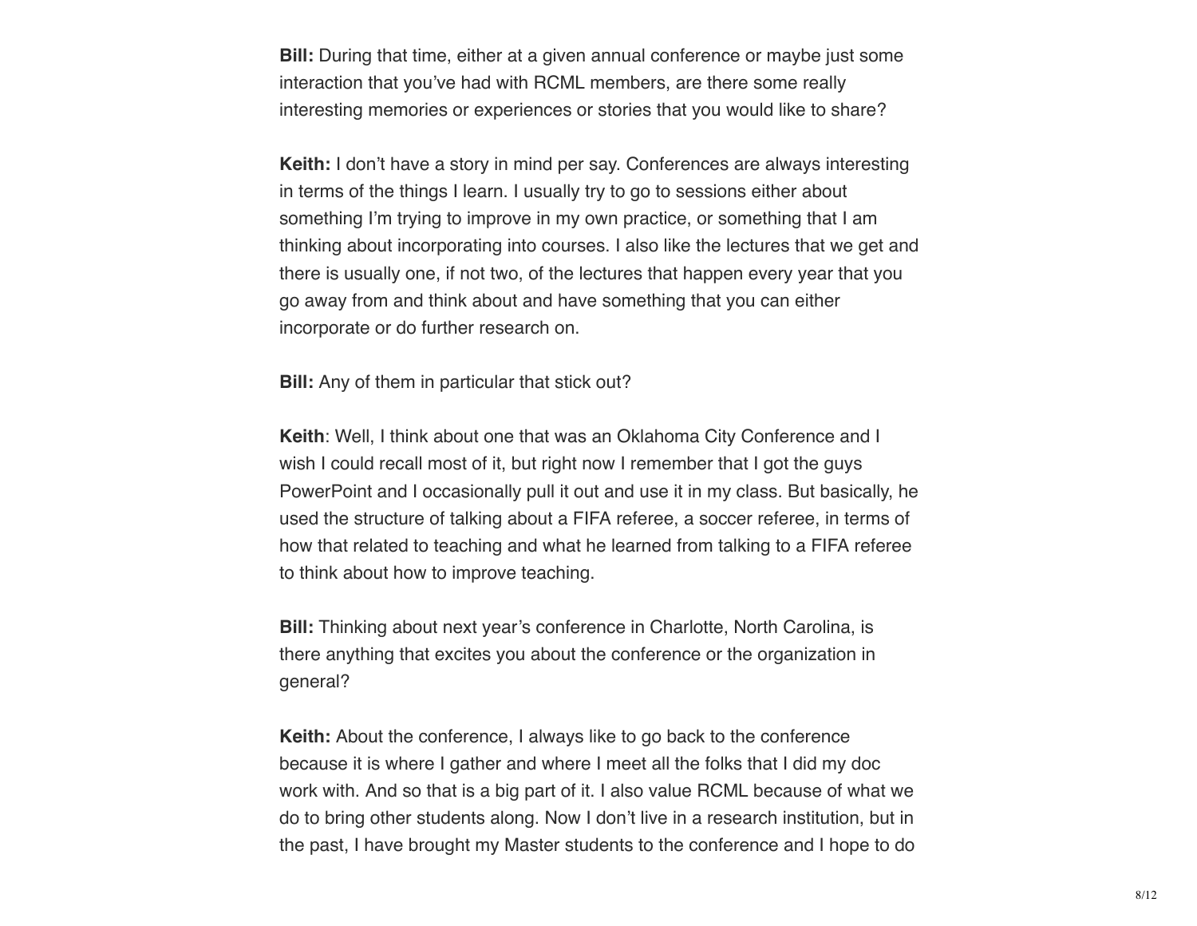**Bill:** During that time, either at a given annual conference or maybe just some interaction that you've had with RCML members, are there some really interesting memories or experiences or stories that you would like to share?

**Keith:** I don't have a story in mind per say. Conferences are always interesting in terms of the things I learn. I usually try to go to sessions either about something I'm trying to improve in my own practice, or something that I am thinking about incorporating into courses. I also like the lectures that we get and there is usually one, if not two, of the lectures that happen every year that you go away from and think about and have something that you can either incorporate or do further research on.

**Bill:** Any of them in particular that stick out?

**Keith**: Well, I think about one that was an Oklahoma City Conference and I wish I could recall most of it, but right now I remember that I got the guys PowerPoint and I occasionally pull it out and use it in my class. But basically, he used the structure of talking about a FIFA referee, a soccer referee, in terms of how that related to teaching and what he learned from talking to a FIFA referee to think about how to improve teaching.

**Bill:** Thinking about next year's conference in Charlotte, North Carolina, is there anything that excites you about the conference or the organization in general?

**Keith:** About the conference, I always like to go back to the conference because it is where I gather and where I meet all the folks that I did my doc work with. And so that is a big part of it. I also value RCML because of what we do to bring other students along. Now I don't live in a research institution, but in the past, I have brought my Master students to the conference and I hope to do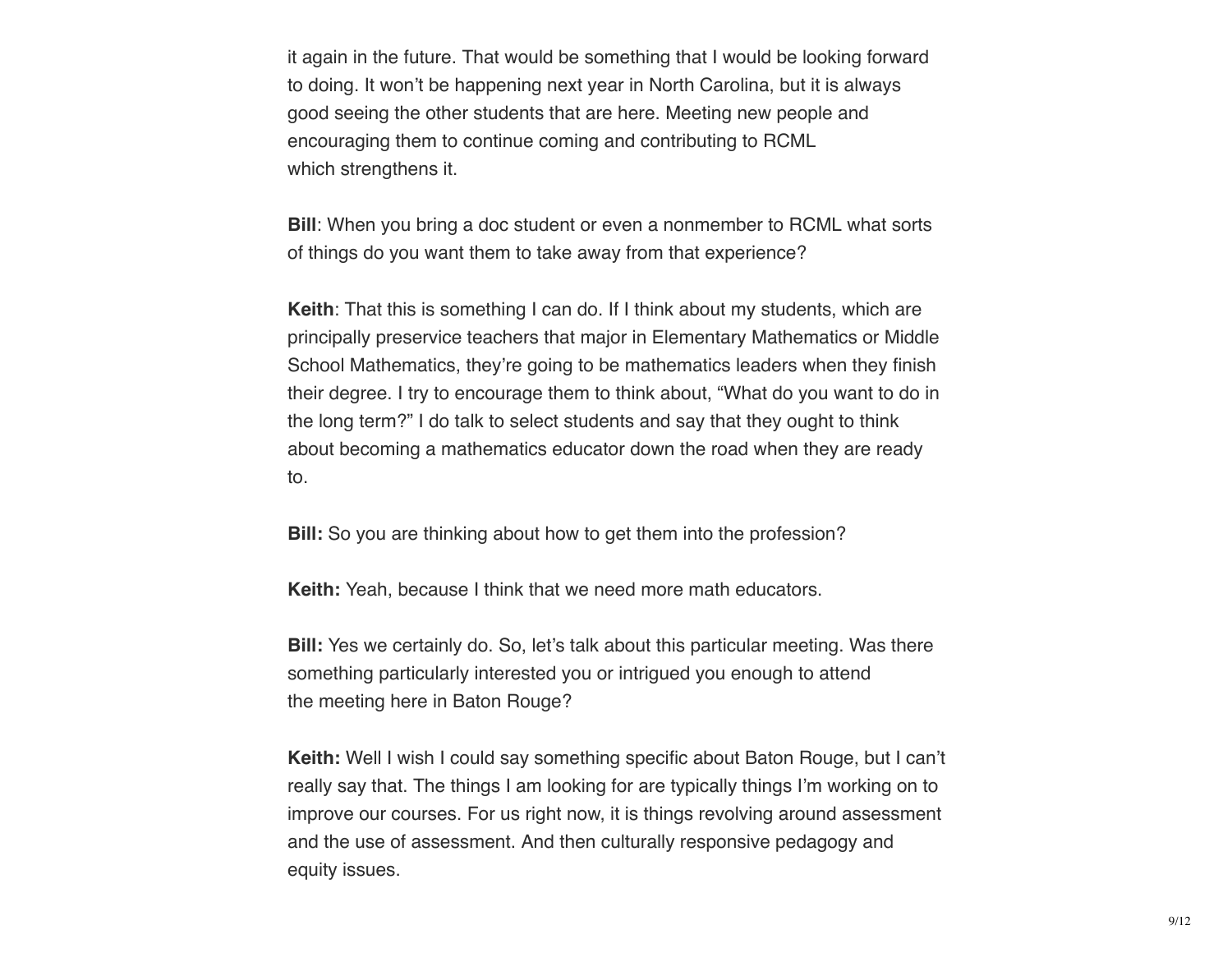it again in the future. That would be something that I would be looking forward to doing. It won't be happening next year in North Carolina, but it is always good seeing the other students that are here. Meeting new people and encouraging them to continue coming and contributing to RCML which strengthens it.

**Bill**: When you bring a doc student or even a nonmember to RCML what sorts of things do you want them to take away from that experience?

**Keith**: That this is something I can do. If I think about my students, which are principally preservice teachers that major in Elementary Mathematics or Middle School Mathematics, they're going to be mathematics leaders when they finish their degree. I try to encourage them to think about, "What do you want to do in the long term?" I do talk to select students and say that they ought to think about becoming a mathematics educator down the road when they are ready to.

**Bill:** So you are thinking about how to get them into the profession?

**Keith:** Yeah, because I think that we need more math educators.

**Bill:** Yes we certainly do. So, let's talk about this particular meeting. Was there something particularly interested you or intrigued you enough to attend the meeting here in Baton Rouge?

**Keith:** Well I wish I could say something specific about Baton Rouge, but I can't really say that. The things I am looking for are typically things I'm working on to improve our courses. For us right now, it is things revolving around assessment and the use of assessment. And then culturally responsive pedagogy and equity issues.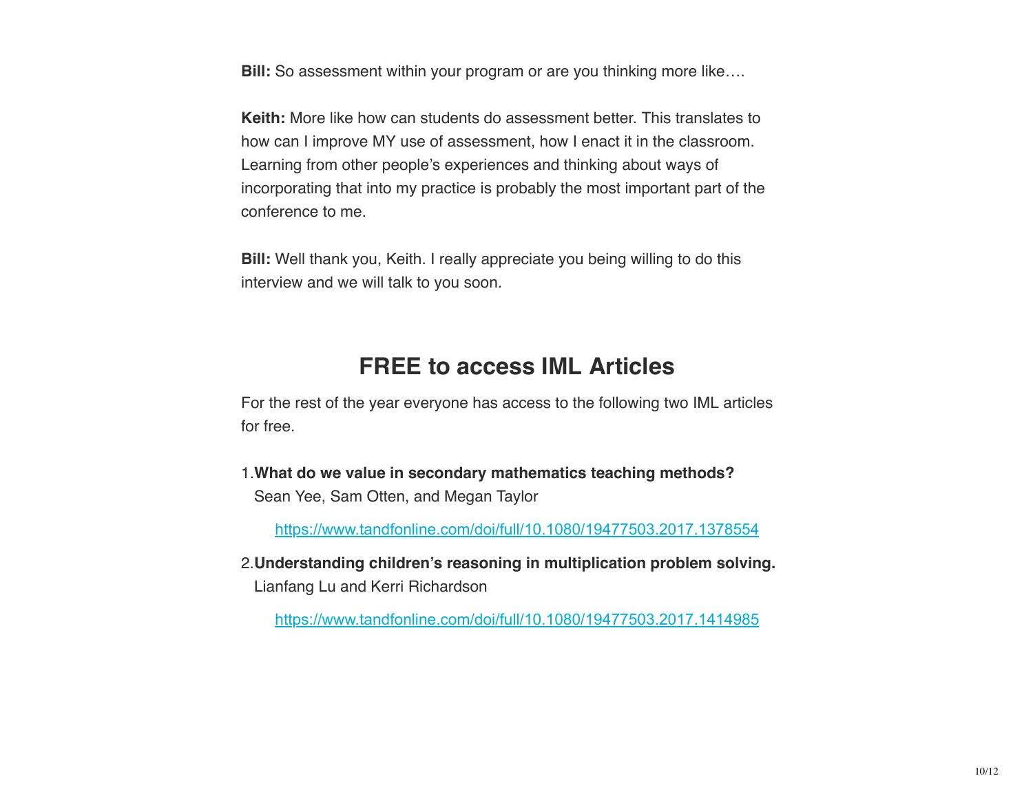**Bill:** So assessment within your program or are you thinking more like….

**Keith:** More like how can students do assessment better. This translates to how can I improve MY use of assessment, how I enact it in the classroom. Learning from other people's experiences and thinking about ways of incorporating that into my practice is probably the most important part of the conference to me.

**Bill:** Well thank you, Keith. I really appreciate you being willing to do this interview and we will talk to you soon.

## FREE to access IML Articles

For the rest of the year everyone has access to the following two IML articles for free.

1. **What do we value in secondary mathematics teaching methods?**
   Sean Yee, Sam Otten, and Megan Taylor

   https://www.tandfonline.com/doi/full/10.1080/19477503.2017.1378554

2. **Understanding children's reasoning in multiplication problem solving.**
   Lianfang Lu and Kerri Richardson

   https://www.tandfonline.com/doi/full/10.1080/19477503.2017.1414985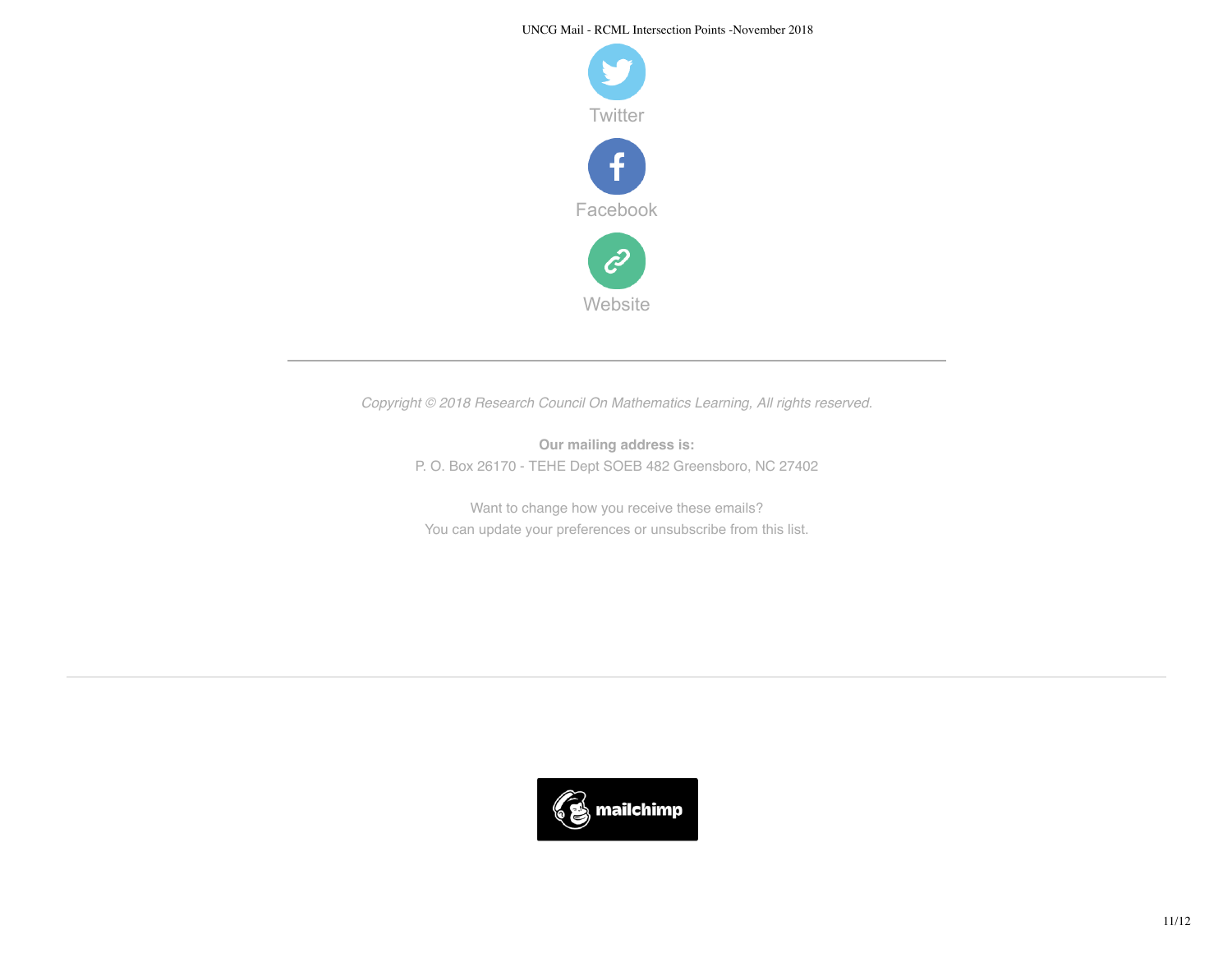Twitter

Facebook

Website

---

*Copyright © 2018 Research Council On Mathematics Learning, All rights reserved.*

**Our mailing address is:**
P. O. Box 26170 - TEHE Dept SOEB 482 Greensboro, NC 27402

Want to change how you receive these emails?
You can update your preferences or unsubscribe from this list.

mailchimp